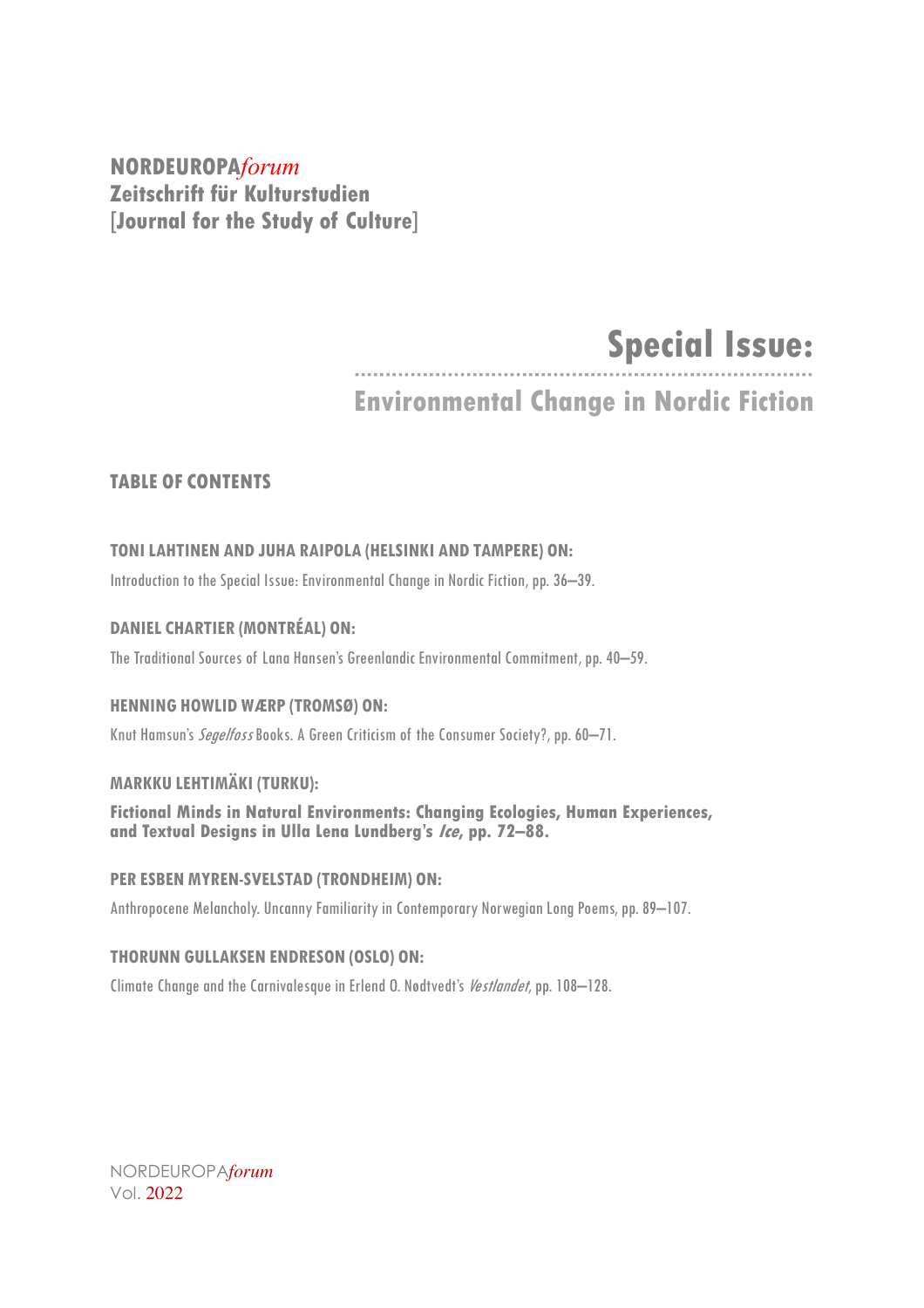**NORDEUROPA***forum*
**Zeitschrift für Kulturstudien**
**[Journal for the Study of Culture]**

# Special Issue:

## Environmental Change in Nordic Fiction

### TABLE OF CONTENTS

**TONI LAHTINEN AND JUHA RAIPOLA (HELSINKI AND TAMPERE) ON:**

Introduction to the Special Issue: Environmental Change in Nordic Fiction, pp. 36–39.

**DANIEL CHARTIER (MONTRÉAL) ON:**

The Traditional Sources of Lana Hansen's Greenlandic Environmental Commitment, pp. 40–59.

**HENNING HOWLID WÆRP (TROMSØ) ON:**

Knut Hamsun's *Segelfoss* Books. A Green Criticism of the Consumer Society?, pp. 60–71.

**MARKKU LEHTIMÄKI (TURKU):**

**Fictional Minds in Natural Environments: Changing Ecologies, Human Experiences, and Textual Designs in Ulla Lena Lundberg's *Ice*, pp. 72–88.**

**PER ESBEN MYREN-SVELSTAD (TRONDHEIM) ON:**

Anthropocene Melancholy. Uncanny Familiarity in Contemporary Norwegian Long Poems, pp. 89–107.

**THORUNN GULLAKSEN ENDRESON (OSLO) ON:**

Climate Change and the Carnivalesque in Erlend O. Nødtvedt's *Vestlandet*, pp. 108–128.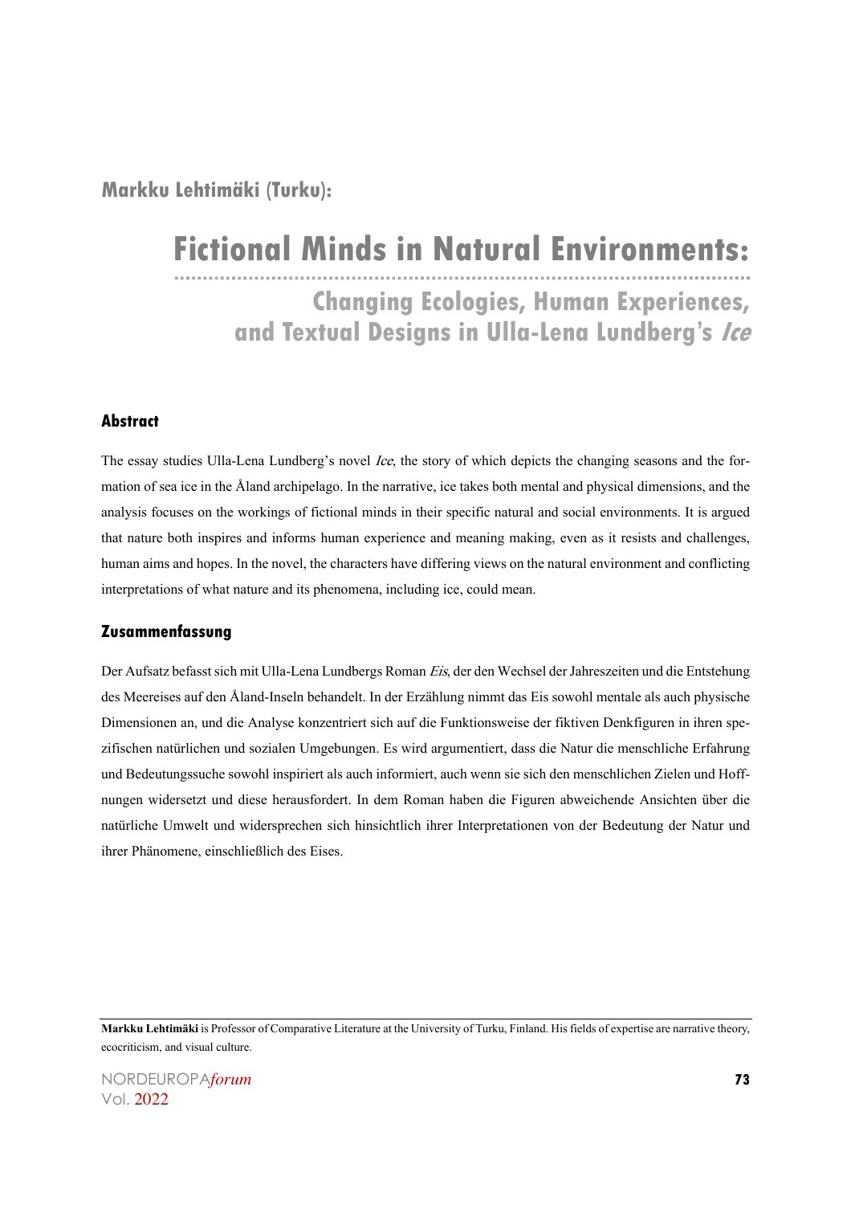**Markku Lehtimäki (Turku):**

# Fictional Minds in Natural Environments:

## Changing Ecologies, Human Experiences, and Textual Designs in Ulla-Lena Lundberg's *Ice*

### Abstract

The essay studies Ulla-Lena Lundberg's novel *Ice*, the story of which depicts the changing seasons and the formation of sea ice in the Åland archipelago. In the narrative, ice takes both mental and physical dimensions, and the analysis focuses on the workings of fictional minds in their specific natural and social environments. It is argued that nature both inspires and informs human experience and meaning making, even as it resists and challenges, human aims and hopes. In the novel, the characters have differing views on the natural environment and conflicting interpretations of what nature and its phenomena, including ice, could mean.

### Zusammenfassung

Der Aufsatz befasst sich mit Ulla-Lena Lundbergs Roman *Eis*, der den Wechsel der Jahreszeiten und die Entstehung des Meereises auf den Åland-Inseln behandelt. In der Erzählung nimmt das Eis sowohl mentale als auch physische Dimensionen an, und die Analyse konzentriert sich auf die Funktionsweise der fiktiven Denkfiguren in ihren spezifischen natürlichen und sozialen Umgebungen. Es wird argumentiert, dass die Natur die menschliche Erfahrung und Bedeutungssuche sowohl inspiriert als auch informiert, auch wenn sie sich den menschlichen Zielen und Hoffnungen widersetzt und diese herausfordert. In dem Roman haben die Figuren abweichende Ansichten über die natürliche Umwelt und widersprechen sich hinsichtlich ihrer Interpretationen von der Bedeutung der Natur und ihrer Phänomene, einschließlich des Eises.

---

**Markku Lehtimäki** is Professor of Comparative Literature at the University of Turku, Finland. His fields of expertise are narrative theory, ecocriticism, and visual culture.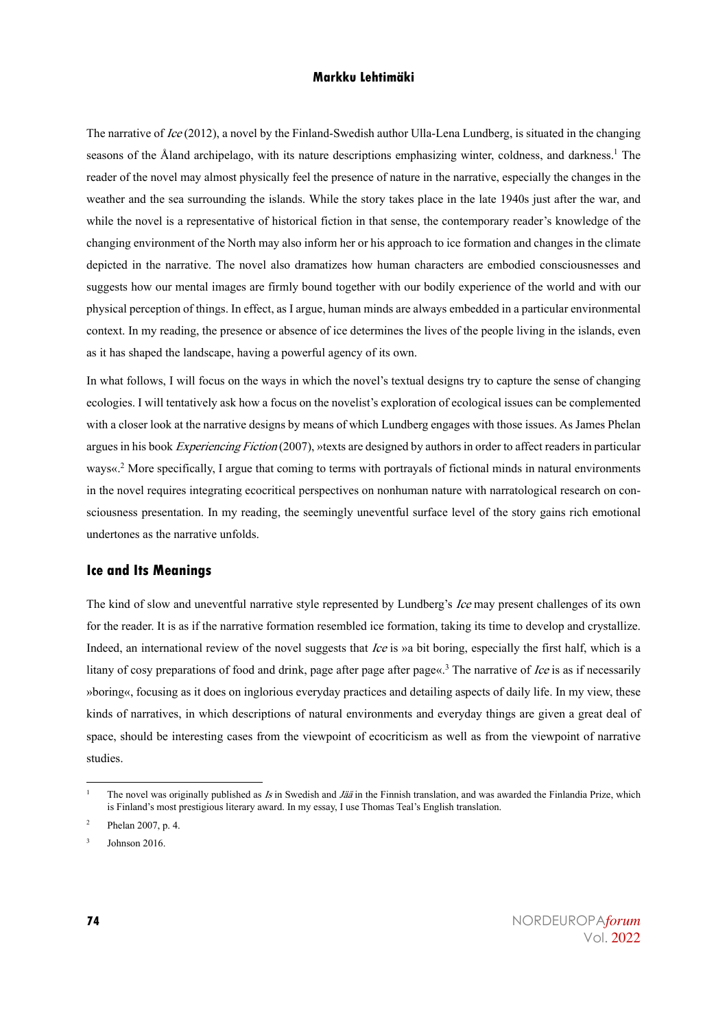The narrative of *Ice* (2012), a novel by the Finland-Swedish author Ulla-Lena Lundberg, is situated in the changing seasons of the Åland archipelago, with its nature descriptions emphasizing winter, coldness, and darkness.[1] The reader of the novel may almost physically feel the presence of nature in the narrative, especially the changes in the weather and the sea surrounding the islands. While the story takes place in the late 1940s just after the war, and while the novel is a representative of historical fiction in that sense, the contemporary reader's knowledge of the changing environment of the North may also inform her or his approach to ice formation and changes in the climate depicted in the narrative. The novel also dramatizes how human characters are embodied consciousnesses and suggests how our mental images are firmly bound together with our bodily experience of the world and with our physical perception of things. In effect, as I argue, human minds are always embedded in a particular environmental context. In my reading, the presence or absence of ice determines the lives of the people living in the islands, even as it has shaped the landscape, having a powerful agency of its own.

In what follows, I will focus on the ways in which the novel's textual designs try to capture the sense of changing ecologies. I will tentatively ask how a focus on the novelist's exploration of ecological issues can be complemented with a closer look at the narrative designs by means of which Lundberg engages with those issues. As James Phelan argues in his book *Experiencing Fiction* (2007), »texts are designed by authors in order to affect readers in particular ways«.[2] More specifically, I argue that coming to terms with portrayals of fictional minds in natural environments in the novel requires integrating ecocritical perspectives on nonhuman nature with narratological research on consciousness presentation. In my reading, the seemingly uneventful surface level of the story gains rich emotional undertones as the narrative unfolds.

## Ice and Its Meanings

The kind of slow and uneventful narrative style represented by Lundberg's *Ice* may present challenges of its own for the reader. It is as if the narrative formation resembled ice formation, taking its time to develop and crystallize. Indeed, an international review of the novel suggests that *Ice* is »a bit boring, especially the first half, which is a litany of cosy preparations of food and drink, page after page after page«.[3] The narrative of *Ice* is as if necessarily »boring«, focusing as it does on inglorious everyday practices and detailing aspects of daily life. In my view, these kinds of narratives, in which descriptions of natural environments and everyday things are given a great deal of space, should be interesting cases from the viewpoint of ecocriticism as well as from the viewpoint of narrative studies.

---

[1] The novel was originally published as *Is* in Swedish and *Jää* in the Finnish translation, and was awarded the Finlandia Prize, which is Finland's most prestigious literary award. In my essay, I use Thomas Teal's English translation.

[2] Phelan 2007, p. 4.

[3] Johnson 2016.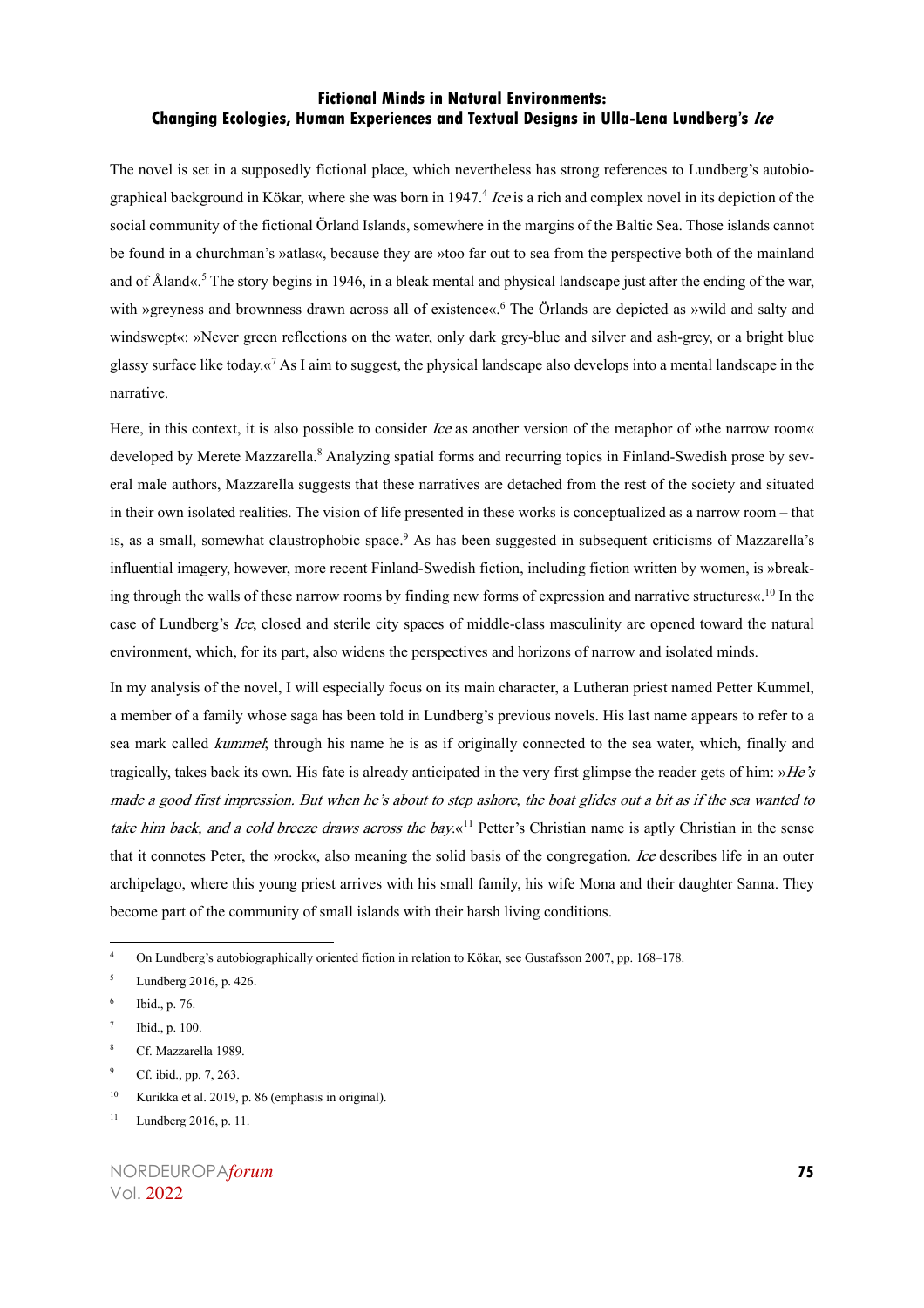The novel is set in a supposedly fictional place, which nevertheless has strong references to Lundberg's autobiographical background in Kökar, where she was born in 1947.[4] *Ice* is a rich and complex novel in its depiction of the social community of the fictional Örland Islands, somewhere in the margins of the Baltic Sea. Those islands cannot be found in a churchman's »atlas«, because they are »too far out to sea from the perspective both of the mainland and of Åland«.[5] The story begins in 1946, in a bleak mental and physical landscape just after the ending of the war, with »greyness and brownness drawn across all of existence«.[6] The Örlands are depicted as »wild and salty and windswept«: »Never green reflections on the water, only dark grey-blue and silver and ash-grey, or a bright blue glassy surface like today.«[7] As I aim to suggest, the physical landscape also develops into a mental landscape in the narrative.

Here, in this context, it is also possible to consider *Ice* as another version of the metaphor of »the narrow room« developed by Merete Mazzarella.[8] Analyzing spatial forms and recurring topics in Finland-Swedish prose by several male authors, Mazzarella suggests that these narratives are detached from the rest of the society and situated in their own isolated realities. The vision of life presented in these works is conceptualized as a narrow room – that is, as a small, somewhat claustrophobic space.[9] As has been suggested in subsequent criticisms of Mazzarella's influential imagery, however, more recent Finland-Swedish fiction, including fiction written by women, is »breaking through the walls of these narrow rooms by finding new forms of expression and narrative structures«.[10] In the case of Lundberg's *Ice*, closed and sterile city spaces of middle-class masculinity are opened toward the natural environment, which, for its part, also widens the perspectives and horizons of narrow and isolated minds.

In my analysis of the novel, I will especially focus on its main character, a Lutheran priest named Petter Kummel, a member of a family whose saga has been told in Lundberg's previous novels. His last name appears to refer to a sea mark called *kummel*; through his name he is as if originally connected to the sea water, which, finally and tragically, takes back its own. His fate is already anticipated in the very first glimpse the reader gets of him: »*He's made a good first impression. But when he's about to step ashore, the boat glides out a bit as if the sea wanted to take him back, and a cold breeze draws across the bay.*«[11] Petter's Christian name is aptly Christian in the sense that it connotes Peter, the »rock«, also meaning the solid basis of the congregation. *Ice* describes life in an outer archipelago, where this young priest arrives with his small family, his wife Mona and their daughter Sanna. They become part of the community of small islands with their harsh living conditions.

---

[4] On Lundberg's autobiographically oriented fiction in relation to Kökar, see Gustafsson 2007, pp. 168–178.

[5] Lundberg 2016, p. 426.

[6] Ibid., p. 76.

[7] Ibid., p. 100.

[8] Cf. Mazzarella 1989.

[9] Cf. ibid., pp. 7, 263.

[10] Kurikka et al. 2019, p. 86 (emphasis in original).

[11] Lundberg 2016, p. 11.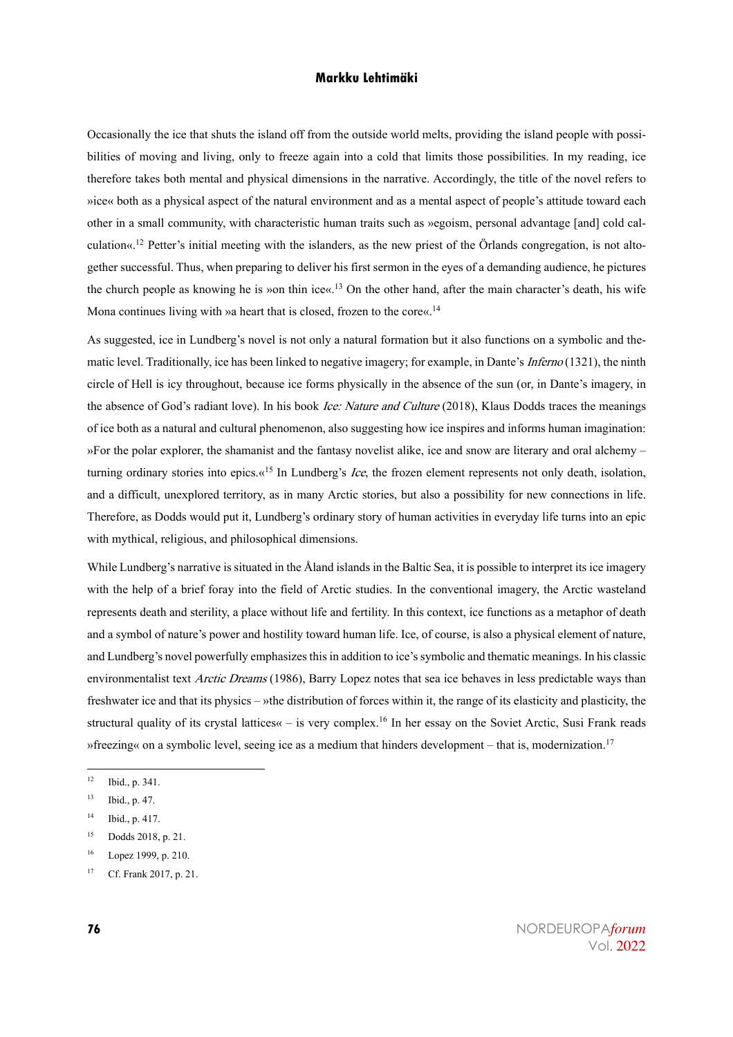Occasionally the ice that shuts the island off from the outside world melts, providing the island people with possibilities of moving and living, only to freeze again into a cold that limits those possibilities. In my reading, ice therefore takes both mental and physical dimensions in the narrative. Accordingly, the title of the novel refers to »ice« both as a physical aspect of the natural environment and as a mental aspect of people's attitude toward each other in a small community, with characteristic human traits such as »egoism, personal advantage [and] cold calculation«.[12] Petter's initial meeting with the islanders, as the new priest of the Örlands congregation, is not altogether successful. Thus, when preparing to deliver his first sermon in the eyes of a demanding audience, he pictures the church people as knowing he is »on thin ice«.[13] On the other hand, after the main character's death, his wife Mona continues living with »a heart that is closed, frozen to the core«.[14]

As suggested, ice in Lundberg's novel is not only a natural formation but it also functions on a symbolic and thematic level. Traditionally, ice has been linked to negative imagery; for example, in Dante's *Inferno* (1321), the ninth circle of Hell is icy throughout, because ice forms physically in the absence of the sun (or, in Dante's imagery, in the absence of God's radiant love). In his book *Ice: Nature and Culture* (2018), Klaus Dodds traces the meanings of ice both as a natural and cultural phenomenon, also suggesting how ice inspires and informs human imagination: »For the polar explorer, the shamanist and the fantasy novelist alike, ice and snow are literary and oral alchemy – turning ordinary stories into epics.«[15] In Lundberg's *Ice*, the frozen element represents not only death, isolation, and a difficult, unexplored territory, as in many Arctic stories, but also a possibility for new connections in life. Therefore, as Dodds would put it, Lundberg's ordinary story of human activities in everyday life turns into an epic with mythical, religious, and philosophical dimensions.

While Lundberg's narrative is situated in the Åland islands in the Baltic Sea, it is possible to interpret its ice imagery with the help of a brief foray into the field of Arctic studies. In the conventional imagery, the Arctic wasteland represents death and sterility, a place without life and fertility. In this context, ice functions as a metaphor of death and a symbol of nature's power and hostility toward human life. Ice, of course, is also a physical element of nature, and Lundberg's novel powerfully emphasizes this in addition to ice's symbolic and thematic meanings. In his classic environmentalist text *Arctic Dreams* (1986), Barry Lopez notes that sea ice behaves in less predictable ways than freshwater ice and that its physics – »the distribution of forces within it, the range of its elasticity and plasticity, the structural quality of its crystal lattices« – is very complex.[16] In her essay on the Soviet Arctic, Susi Frank reads »freezing« on a symbolic level, seeing ice as a medium that hinders development – that is, modernization.[17]

---

[12] Ibid., p. 341.

[13] Ibid., p. 47.

[14] Ibid., p. 417.

[15] Dodds 2018, p. 21.

[16] Lopez 1999, p. 210.

[17] Cf. Frank 2017, p. 21.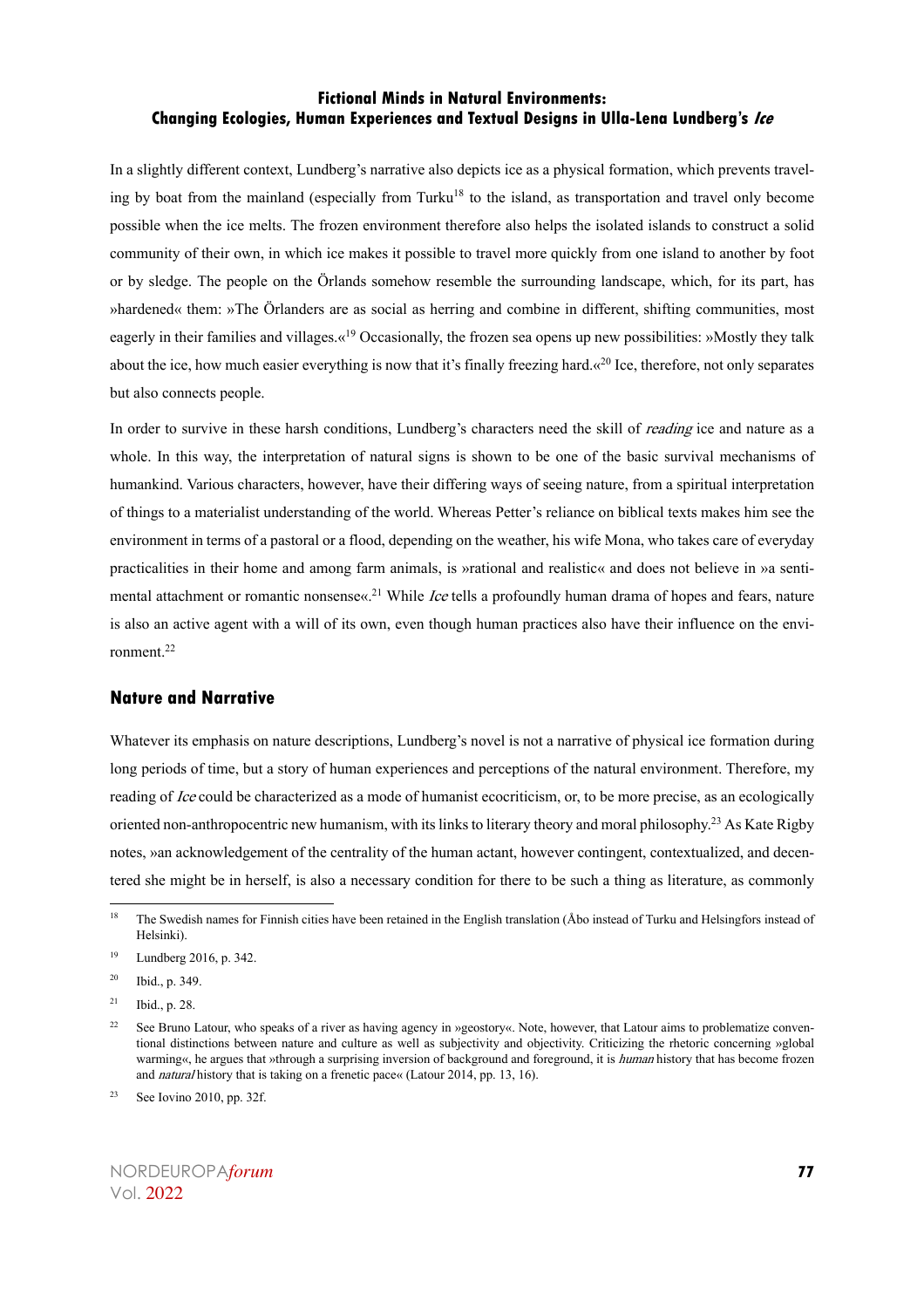In a slightly different context, Lundberg's narrative also depicts ice as a physical formation, which prevents traveling by boat from the mainland (especially from Turku[18] to the island, as transportation and travel only become possible when the ice melts. The frozen environment therefore also helps the isolated islands to construct a solid community of their own, in which ice makes it possible to travel more quickly from one island to another by foot or by sledge. The people on the Örlands somehow resemble the surrounding landscape, which, for its part, has »hardened« them: »The Örlanders are as social as herring and combine in different, shifting communities, most eagerly in their families and villages.«[19] Occasionally, the frozen sea opens up new possibilities: »Mostly they talk about the ice, how much easier everything is now that it's finally freezing hard.«[20] Ice, therefore, not only separates but also connects people.

In order to survive in these harsh conditions, Lundberg's characters need the skill of *reading* ice and nature as a whole. In this way, the interpretation of natural signs is shown to be one of the basic survival mechanisms of humankind. Various characters, however, have their differing ways of seeing nature, from a spiritual interpretation of things to a materialist understanding of the world. Whereas Petter's reliance on biblical texts makes him see the environment in terms of a pastoral or a flood, depending on the weather, his wife Mona, who takes care of everyday practicalities in their home and among farm animals, is »rational and realistic« and does not believe in »a sentimental attachment or romantic nonsense«.[21] While *Ice* tells a profoundly human drama of hopes and fears, nature is also an active agent with a will of its own, even though human practices also have their influence on the environment.[22]

## Nature and Narrative

Whatever its emphasis on nature descriptions, Lundberg's novel is not a narrative of physical ice formation during long periods of time, but a story of human experiences and perceptions of the natural environment. Therefore, my reading of *Ice* could be characterized as a mode of humanist ecocriticism, or, to be more precise, as an ecologically oriented non-anthropocentric new humanism, with its links to literary theory and moral philosophy.[23] As Kate Rigby notes, »an acknowledgement of the centrality of the human actant, however contingent, contextualized, and decentered she might be in herself, is also a necessary condition for there to be such a thing as literature, as commonly

---

[18] The Swedish names for Finnish cities have been retained in the English translation (Åbo instead of Turku and Helsingfors instead of Helsinki).

[19] Lundberg 2016, p. 342.

[20] Ibid., p. 349.

[21] Ibid., p. 28.

[22] See Bruno Latour, who speaks of a river as having agency in »geostory«. Note, however, that Latour aims to problematize conventional distinctions between nature and culture as well as subjectivity and objectivity. Criticizing the rhetoric concerning »global warming«, he argues that »through a surprising inversion of background and foreground, it is *human* history that has become frozen and *natural* history that is taking on a frenetic pace« (Latour 2014, pp. 13, 16).

[23] See Iovino 2010, pp. 32f.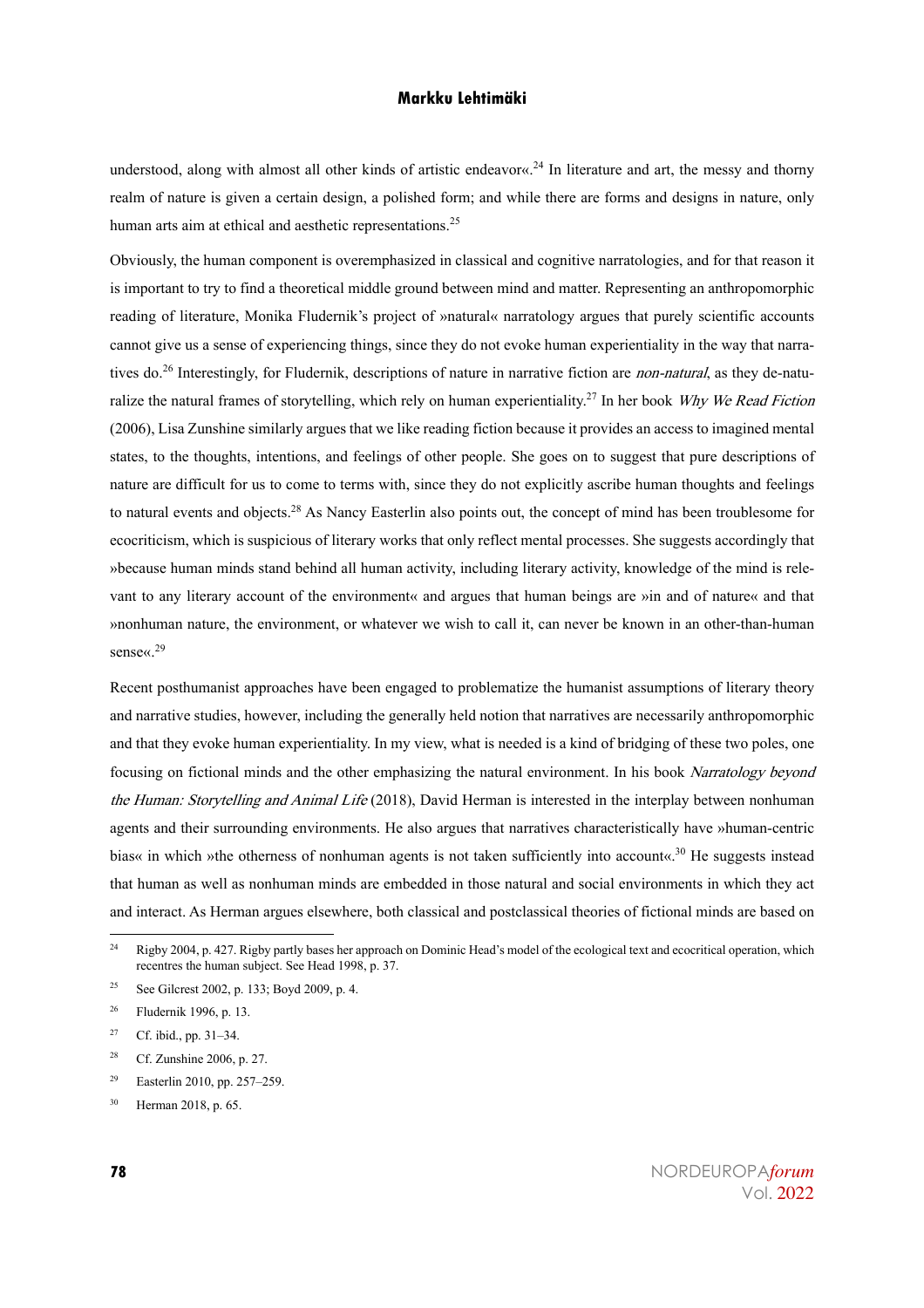understood, along with almost all other kinds of artistic endeavor«.[24] In literature and art, the messy and thorny realm of nature is given a certain design, a polished form; and while there are forms and designs in nature, only human arts aim at ethical and aesthetic representations.[25]

Obviously, the human component is overemphasized in classical and cognitive narratologies, and for that reason it is important to try to find a theoretical middle ground between mind and matter. Representing an anthropomorphic reading of literature, Monika Fludernik's project of »natural« narratology argues that purely scientific accounts cannot give us a sense of experiencing things, since they do not evoke human experientiality in the way that narratives do.[26] Interestingly, for Fludernik, descriptions of nature in narrative fiction are *non-natural*, as they de-naturalize the natural frames of storytelling, which rely on human experientiality.[27] In her book *Why We Read Fiction* (2006), Lisa Zunshine similarly argues that we like reading fiction because it provides an access to imagined mental states, to the thoughts, intentions, and feelings of other people. She goes on to suggest that pure descriptions of nature are difficult for us to come to terms with, since they do not explicitly ascribe human thoughts and feelings to natural events and objects.[28] As Nancy Easterlin also points out, the concept of mind has been troublesome for ecocriticism, which is suspicious of literary works that only reflect mental processes. She suggests accordingly that »because human minds stand behind all human activity, including literary activity, knowledge of the mind is relevant to any literary account of the environment« and argues that human beings are »in and of nature« and that »nonhuman nature, the environment, or whatever we wish to call it, can never be known in an other-than-human sense«.[29]

Recent posthumanist approaches have been engaged to problematize the humanist assumptions of literary theory and narrative studies, however, including the generally held notion that narratives are necessarily anthropomorphic and that they evoke human experientiality. In my view, what is needed is a kind of bridging of these two poles, one focusing on fictional minds and the other emphasizing the natural environment. In his book *Narratology beyond the Human: Storytelling and Animal Life* (2018), David Herman is interested in the interplay between nonhuman agents and their surrounding environments. He also argues that narratives characteristically have »human-centric bias« in which »the otherness of nonhuman agents is not taken sufficiently into account«.[30] He suggests instead that human as well as nonhuman minds are embedded in those natural and social environments in which they act and interact. As Herman argues elsewhere, both classical and postclassical theories of fictional minds are based on

---

[24] Rigby 2004, p. 427. Rigby partly bases her approach on Dominic Head's model of the ecological text and ecocritical operation, which recentres the human subject. See Head 1998, p. 37.

[25] See Gilcrest 2002, p. 133; Boyd 2009, p. 4.

[26] Fludernik 1996, p. 13.

[27] Cf. ibid., pp. 31–34.

[28] Cf. Zunshine 2006, p. 27.

[29] Easterlin 2010, pp. 257–259.

[30] Herman 2018, p. 65.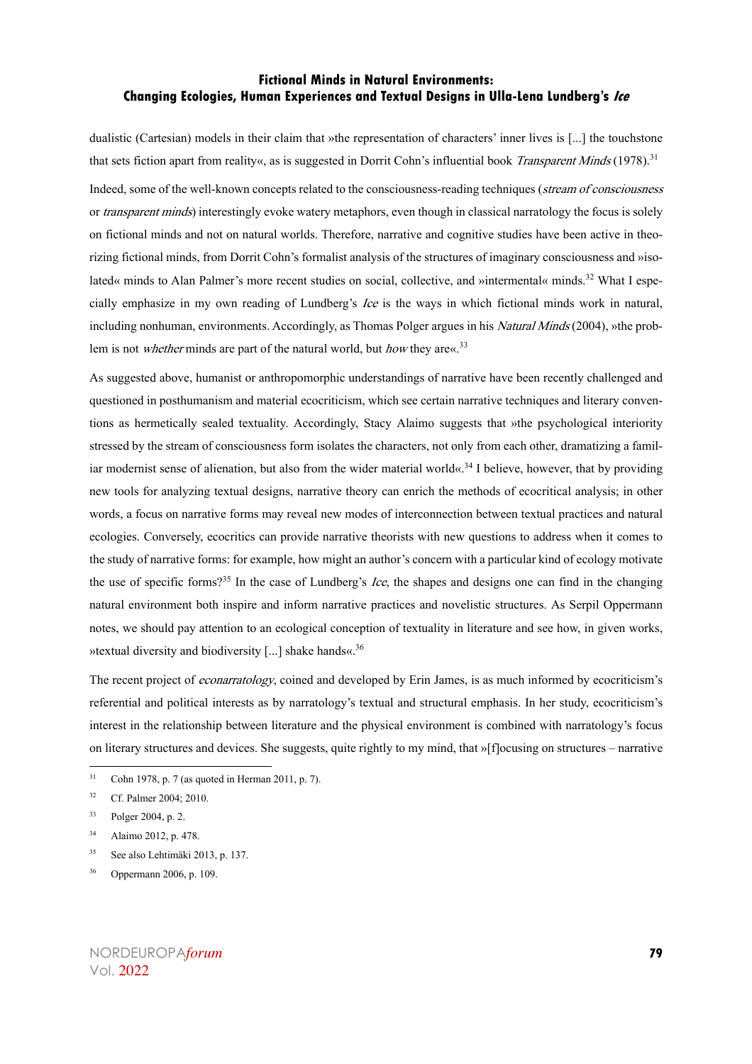dualistic (Cartesian) models in their claim that »the representation of characters' inner lives is [...] the touchstone that sets fiction apart from reality«, as is suggested in Dorrit Cohn's influential book *Transparent Minds* (1978).[31]

Indeed, some of the well-known concepts related to the consciousness-reading techniques (*stream of consciousness* or *transparent minds*) interestingly evoke watery metaphors, even though in classical narratology the focus is solely on fictional minds and not on natural worlds. Therefore, narrative and cognitive studies have been active in theorizing fictional minds, from Dorrit Cohn's formalist analysis of the structures of imaginary consciousness and »isolated« minds to Alan Palmer's more recent studies on social, collective, and »intermental« minds.[32] What I especially emphasize in my own reading of Lundberg's *Ice* is the ways in which fictional minds work in natural, including nonhuman, environments. Accordingly, as Thomas Polger argues in his *Natural Minds* (2004), »the problem is not *whether* minds are part of the natural world, but *how* they are«.[33]

As suggested above, humanist or anthropomorphic understandings of narrative have been recently challenged and questioned in posthumanism and material ecocriticism, which see certain narrative techniques and literary conventions as hermetically sealed textuality. Accordingly, Stacy Alaimo suggests that »the psychological interiority stressed by the stream of consciousness form isolates the characters, not only from each other, dramatizing a familiar modernist sense of alienation, but also from the wider material world«.[34] I believe, however, that by providing new tools for analyzing textual designs, narrative theory can enrich the methods of ecocritical analysis; in other words, a focus on narrative forms may reveal new modes of interconnection between textual practices and natural ecologies. Conversely, ecocritics can provide narrative theorists with new questions to address when it comes to the study of narrative forms: for example, how might an author's concern with a particular kind of ecology motivate the use of specific forms?[35] In the case of Lundberg's *Ice*, the shapes and designs one can find in the changing natural environment both inspire and inform narrative practices and novelistic structures. As Serpil Oppermann notes, we should pay attention to an ecological conception of textuality in literature and see how, in given works, »textual diversity and biodiversity [...] shake hands«.[36]

The recent project of *econarratology*, coined and developed by Erin James, is as much informed by ecocriticism's referential and political interests as by narratology's textual and structural emphasis. In her study, ecocriticism's interest in the relationship between literature and the physical environment is combined with narratology's focus on literary structures and devices. She suggests, quite rightly to my mind, that »[f]ocusing on structures – narrative

---

[31] Cohn 1978, p. 7 (as quoted in Herman 2011, p. 7).

[32] Cf. Palmer 2004; 2010.

[33] Polger 2004, p. 2.

[34] Alaimo 2012, p. 478.

[35] See also Lehtimäki 2013, p. 137.

[36] Oppermann 2006, p. 109.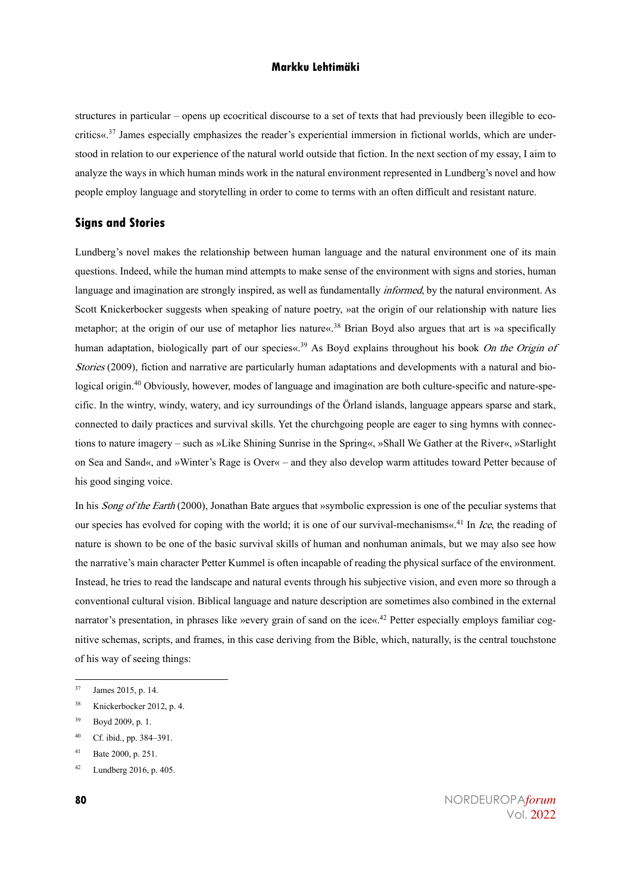structures in particular – opens up ecocritical discourse to a set of texts that had previously been illegible to eco-critics«.[37] James especially emphasizes the reader's experiential immersion in fictional worlds, which are understood in relation to our experience of the natural world outside that fiction. In the next section of my essay, I aim to analyze the ways in which human minds work in the natural environment represented in Lundberg's novel and how people employ language and storytelling in order to come to terms with an often difficult and resistant nature.

## Signs and Stories

Lundberg's novel makes the relationship between human language and the natural environment one of its main questions. Indeed, while the human mind attempts to make sense of the environment with signs and stories, human language and imagination are strongly inspired, as well as fundamentally *informed*, by the natural environment. As Scott Knickerbocker suggests when speaking of nature poetry, »at the origin of our relationship with nature lies metaphor; at the origin of our use of metaphor lies nature«.[38] Brian Boyd also argues that art is »a specifically human adaptation, biologically part of our species«.[39] As Boyd explains throughout his book *On the Origin of Stories* (2009), fiction and narrative are particularly human adaptations and developments with a natural and biological origin.[40] Obviously, however, modes of language and imagination are both culture-specific and nature-specific. In the wintry, windy, watery, and icy surroundings of the Örland islands, language appears sparse and stark, connected to daily practices and survival skills. Yet the churchgoing people are eager to sing hymns with connections to nature imagery – such as »Like Shining Sunrise in the Spring«, »Shall We Gather at the River«, »Starlight on Sea and Sand«, and »Winter's Rage is Over« – and they also develop warm attitudes toward Petter because of his good singing voice.

In his *Song of the Earth* (2000), Jonathan Bate argues that »symbolic expression is one of the peculiar systems that our species has evolved for coping with the world; it is one of our survival-mechanisms«.[41] In *Ice*, the reading of nature is shown to be one of the basic survival skills of human and nonhuman animals, but we may also see how the narrative's main character Petter Kummel is often incapable of reading the physical surface of the environment. Instead, he tries to read the landscape and natural events through his subjective vision, and even more so through a conventional cultural vision. Biblical language and nature description are sometimes also combined in the external narrator's presentation, in phrases like »every grain of sand on the ice«.[42] Petter especially employs familiar cognitive schemas, scripts, and frames, in this case deriving from the Bible, which, naturally, is the central touchstone of his way of seeing things:

---

[37] James 2015, p. 14.

[38] Knickerbocker 2012, p. 4.

[39] Boyd 2009, p. 1.

[40] Cf. ibid., pp. 384–391.

[41] Bate 2000, p. 251.

[42] Lundberg 2016, p. 405.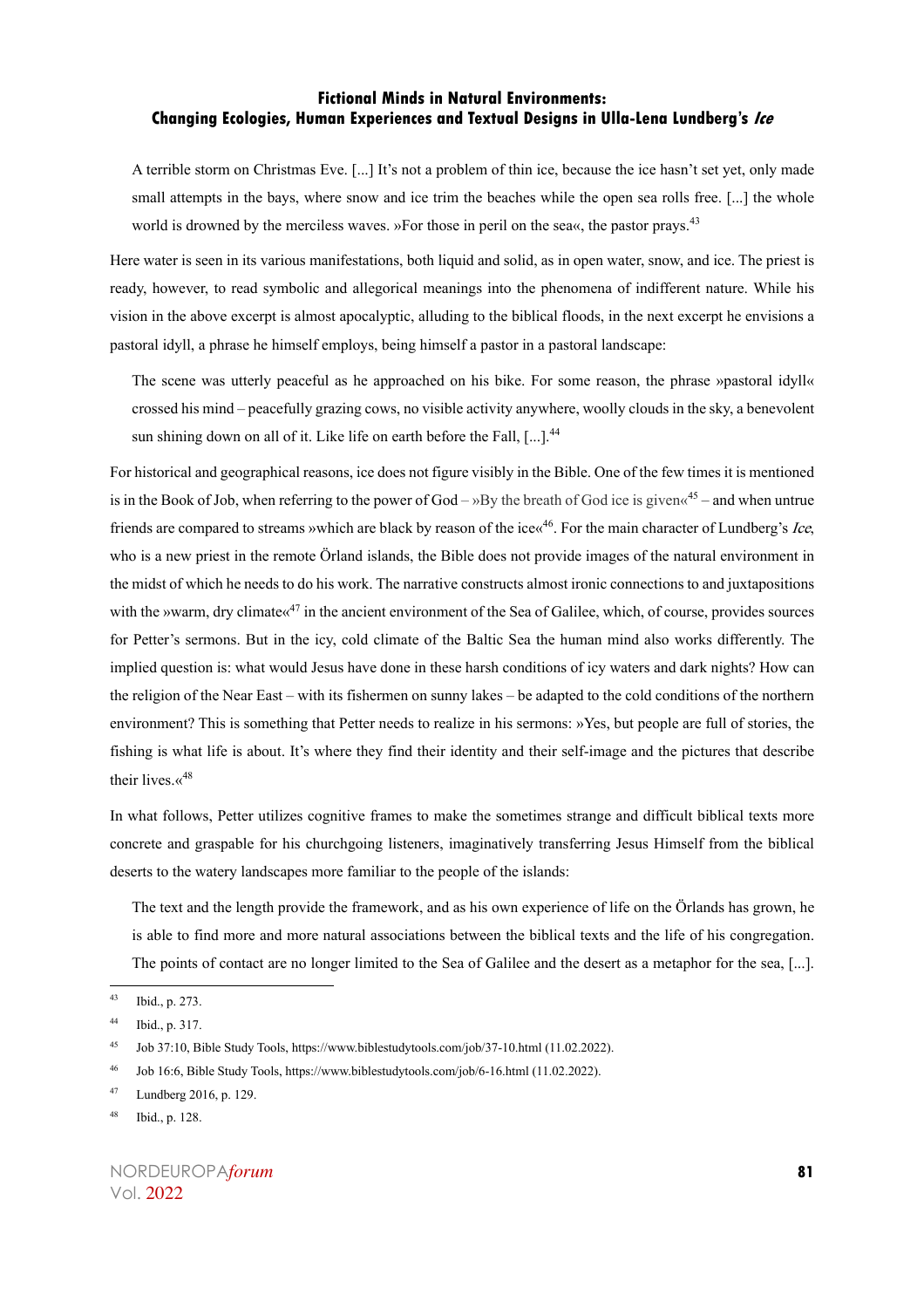> A terrible storm on Christmas Eve. [...] It's not a problem of thin ice, because the ice hasn't set yet, only made small attempts in the bays, where snow and ice trim the beaches while the open sea rolls free. [...] the whole world is drowned by the merciless waves. »For those in peril on the sea«, the pastor prays.[43]

Here water is seen in its various manifestations, both liquid and solid, as in open water, snow, and ice. The priest is ready, however, to read symbolic and allegorical meanings into the phenomena of indifferent nature. While his vision in the above excerpt is almost apocalyptic, alluding to the biblical floods, in the next excerpt he envisions a pastoral idyll, a phrase he himself employs, being himself a pastor in a pastoral landscape:

> The scene was utterly peaceful as he approached on his bike. For some reason, the phrase »pastoral idyll« crossed his mind – peacefully grazing cows, no visible activity anywhere, woolly clouds in the sky, a benevolent sun shining down on all of it. Like life on earth before the Fall, [...].[44]

For historical and geographical reasons, ice does not figure visibly in the Bible. One of the few times it is mentioned is in the Book of Job, when referring to the power of God – »By the breath of God ice is given«[45] – and when untrue friends are compared to streams »which are black by reason of the ice«[46]. For the main character of Lundberg's *Ice*, who is a new priest in the remote Örland islands, the Bible does not provide images of the natural environment in the midst of which he needs to do his work. The narrative constructs almost ironic connections to and juxtapositions with the »warm, dry climate«[47] in the ancient environment of the Sea of Galilee, which, of course, provides sources for Petter's sermons. But in the icy, cold climate of the Baltic Sea the human mind also works differently. The implied question is: what would Jesus have done in these harsh conditions of icy waters and dark nights? How can the religion of the Near East – with its fishermen on sunny lakes – be adapted to the cold conditions of the northern environment? This is something that Petter needs to realize in his sermons: »Yes, but people are full of stories, the fishing is what life is about. It's where they find their identity and their self-image and the pictures that describe their lives.«[48]

In what follows, Petter utilizes cognitive frames to make the sometimes strange and difficult biblical texts more concrete and graspable for his churchgoing listeners, imaginatively transferring Jesus Himself from the biblical deserts to the watery landscapes more familiar to the people of the islands:

> The text and the length provide the framework, and as his own experience of life on the Örlands has grown, he is able to find more and more natural associations between the biblical texts and the life of his congregation. The points of contact are no longer limited to the Sea of Galilee and the desert as a metaphor for the sea, [...].

---

[43] Ibid., p. 273.

[44] Ibid., p. 317.

[45] Job 37:10, Bible Study Tools, https://www.biblestudytools.com/job/37-10.html (11.02.2022).

[46] Job 16:6, Bible Study Tools, https://www.biblestudytools.com/job/6-16.html (11.02.2022).

[47] Lundberg 2016, p. 129.

[48] Ibid., p. 128.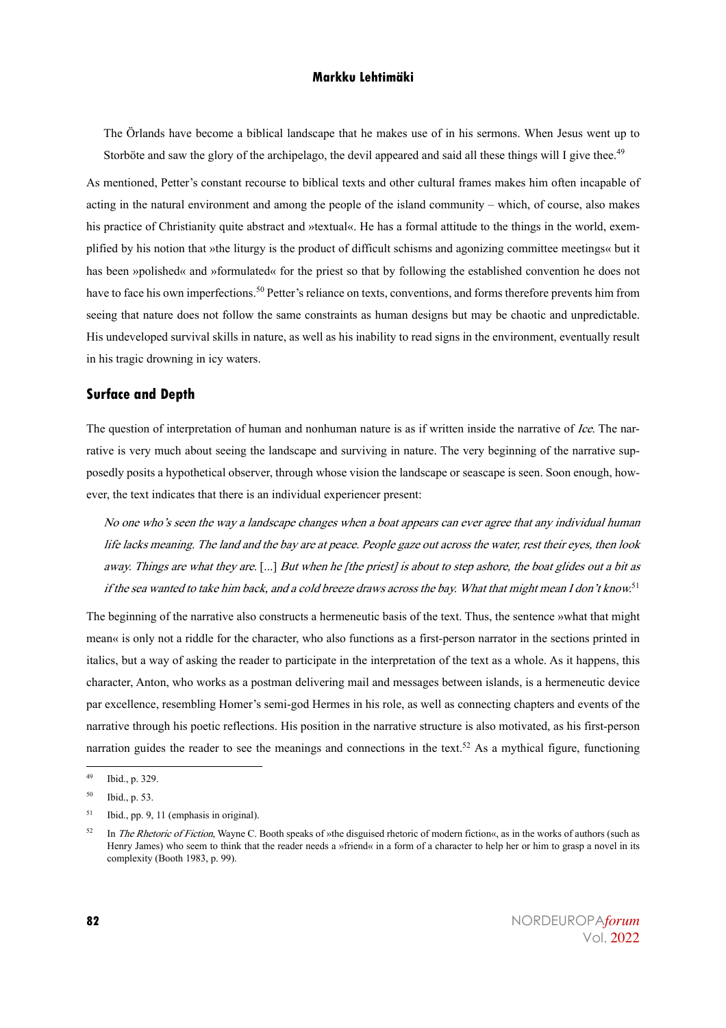> The Örlands have become a biblical landscape that he makes use of in his sermons. When Jesus went up to Storböte and saw the glory of the archipelago, the devil appeared and said all these things will I give thee.[49]

As mentioned, Petter's constant recourse to biblical texts and other cultural frames makes him often incapable of acting in the natural environment and among the people of the island community – which, of course, also makes his practice of Christianity quite abstract and »textual«. He has a formal attitude to the things in the world, exemplified by his notion that »the liturgy is the product of difficult schisms and agonizing committee meetings« but it has been »polished« and »formulated« for the priest so that by following the established convention he does not have to face his own imperfections.[50] Petter's reliance on texts, conventions, and forms therefore prevents him from seeing that nature does not follow the same constraints as human designs but may be chaotic and unpredictable. His undeveloped survival skills in nature, as well as his inability to read signs in the environment, eventually result in his tragic drowning in icy waters.

## Surface and Depth

The question of interpretation of human and nonhuman nature is as if written inside the narrative of *Ice*. The narrative is very much about seeing the landscape and surviving in nature. The very beginning of the narrative supposedly posits a hypothetical observer, through whose vision the landscape or seascape is seen. Soon enough, however, the text indicates that there is an individual experiencer present:

> *No one who's seen the way a landscape changes when a boat appears can ever agree that any individual human life lacks meaning. The land and the bay are at peace. People gaze out across the water, rest their eyes, then look away. Things are what they are.* [...] *But when he [the priest] is about to step ashore, the boat glides out a bit as if the sea wanted to take him back, and a cold breeze draws across the bay. What that might mean I don't know.*[51]

The beginning of the narrative also constructs a hermeneutic basis of the text. Thus, the sentence »what that might mean« is only not a riddle for the character, who also functions as a first-person narrator in the sections printed in italics, but a way of asking the reader to participate in the interpretation of the text as a whole. As it happens, this character, Anton, who works as a postman delivering mail and messages between islands, is a hermeneutic device par excellence, resembling Homer's semi-god Hermes in his role, as well as connecting chapters and events of the narrative through his poetic reflections. His position in the narrative structure is also motivated, as his first-person narration guides the reader to see the meanings and connections in the text.[52] As a mythical figure, functioning

---

[49] Ibid., p. 329.

[50] Ibid., p. 53.

[51] Ibid., pp. 9, 11 (emphasis in original).

[52] In *The Rhetoric of Fiction*, Wayne C. Booth speaks of »the disguised rhetoric of modern fiction«, as in the works of authors (such as Henry James) who seem to think that the reader needs a »friend« in a form of a character to help her or him to grasp a novel in its complexity (Booth 1983, p. 99).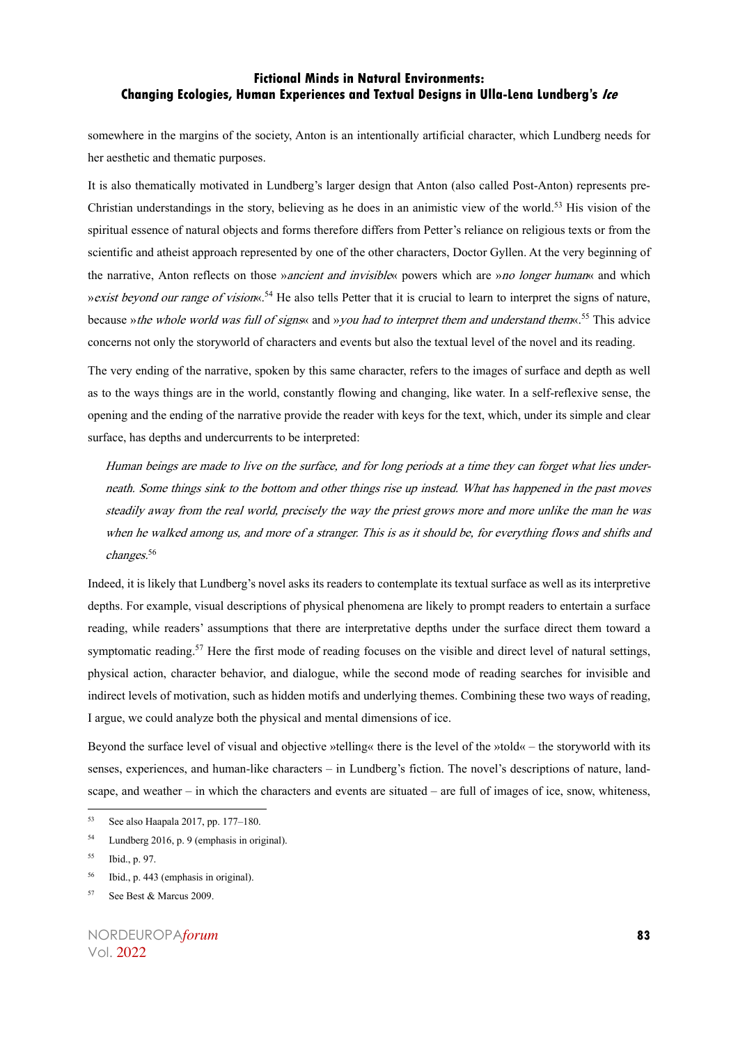somewhere in the margins of the society, Anton is an intentionally artificial character, which Lundberg needs for her aesthetic and thematic purposes.

It is also thematically motivated in Lundberg's larger design that Anton (also called Post-Anton) represents pre-Christian understandings in the story, believing as he does in an animistic view of the world.[53] His vision of the spiritual essence of natural objects and forms therefore differs from Petter's reliance on religious texts or from the scientific and atheist approach represented by one of the other characters, Doctor Gyllen. At the very beginning of the narrative, Anton reflects on those »*ancient and invisible*« powers which are »*no longer human*« and which »*exist beyond our range of vision*«.[54] He also tells Petter that it is crucial to learn to interpret the signs of nature, because »*the whole world was full of signs*« and »*you had to interpret them and understand them*«.[55] This advice concerns not only the storyworld of characters and events but also the textual level of the novel and its reading.

The very ending of the narrative, spoken by this same character, refers to the images of surface and depth as well as to the ways things are in the world, constantly flowing and changing, like water. In a self-reflexive sense, the opening and the ending of the narrative provide the reader with keys for the text, which, under its simple and clear surface, has depths and undercurrents to be interpreted:

> *Human beings are made to live on the surface, and for long periods at a time they can forget what lies underneath. Some things sink to the bottom and other things rise up instead. What has happened in the past moves steadily away from the real world, precisely the way the priest grows more and more unlike the man he was when he walked among us, and more of a stranger. This is as it should be, for everything flows and shifts and changes.*[56]

Indeed, it is likely that Lundberg's novel asks its readers to contemplate its textual surface as well as its interpretive depths. For example, visual descriptions of physical phenomena are likely to prompt readers to entertain a surface reading, while readers' assumptions that there are interpretative depths under the surface direct them toward a symptomatic reading.[57] Here the first mode of reading focuses on the visible and direct level of natural settings, physical action, character behavior, and dialogue, while the second mode of reading searches for invisible and indirect levels of motivation, such as hidden motifs and underlying themes. Combining these two ways of reading, I argue, we could analyze both the physical and mental dimensions of ice.

Beyond the surface level of visual and objective »telling« there is the level of the »told« – the storyworld with its senses, experiences, and human-like characters – in Lundberg's fiction. The novel's descriptions of nature, landscape, and weather – in which the characters and events are situated – are full of images of ice, snow, whiteness,

---

[53] See also Haapala 2017, pp. 177–180.

[54] Lundberg 2016, p. 9 (emphasis in original).

[55] Ibid., p. 97.

[56] Ibid., p. 443 (emphasis in original).

[57] See Best & Marcus 2009.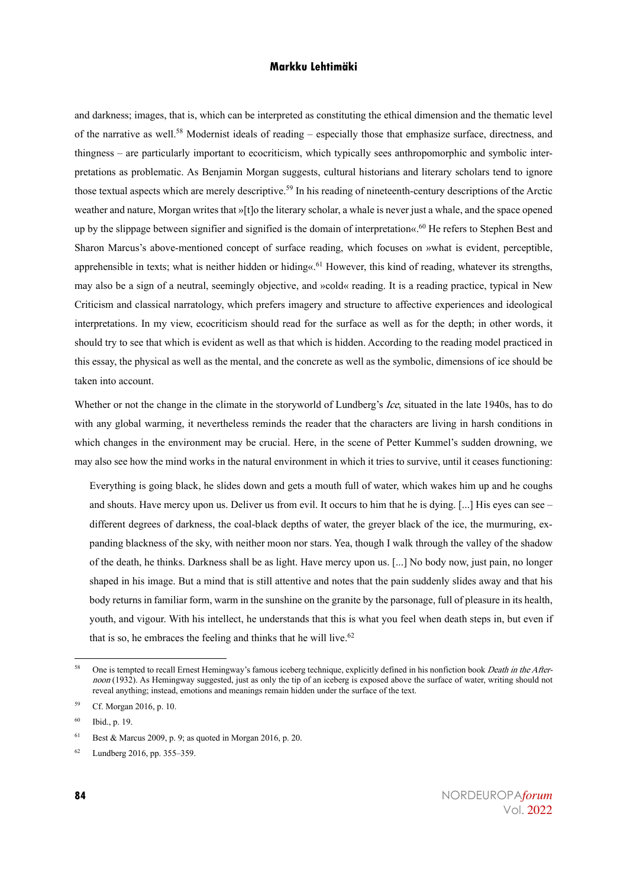and darkness; images, that is, which can be interpreted as constituting the ethical dimension and the thematic level of the narrative as well.[58] Modernist ideals of reading – especially those that emphasize surface, directness, and thingness – are particularly important to ecocriticism, which typically sees anthropomorphic and symbolic interpretations as problematic. As Benjamin Morgan suggests, cultural historians and literary scholars tend to ignore those textual aspects which are merely descriptive.[59] In his reading of nineteenth-century descriptions of the Arctic weather and nature, Morgan writes that »[t]o the literary scholar, a whale is never just a whale, and the space opened up by the slippage between signifier and signified is the domain of interpretation«.[60] He refers to Stephen Best and Sharon Marcus's above-mentioned concept of surface reading, which focuses on »what is evident, perceptible, apprehensible in texts; what is neither hidden or hiding«.[61] However, this kind of reading, whatever its strengths, may also be a sign of a neutral, seemingly objective, and »cold« reading. It is a reading practice, typical in New Criticism and classical narratology, which prefers imagery and structure to affective experiences and ideological interpretations. In my view, ecocriticism should read for the surface as well as for the depth; in other words, it should try to see that which is evident as well as that which is hidden. According to the reading model practiced in this essay, the physical as well as the mental, and the concrete as well as the symbolic, dimensions of ice should be taken into account.

Whether or not the change in the climate in the storyworld of Lundberg's *Ice*, situated in the late 1940s, has to do with any global warming, it nevertheless reminds the reader that the characters are living in harsh conditions in which changes in the environment may be crucial. Here, in the scene of Petter Kummel's sudden drowning, we may also see how the mind works in the natural environment in which it tries to survive, until it ceases functioning:

> Everything is going black, he slides down and gets a mouth full of water, which wakes him up and he coughs and shouts. Have mercy upon us. Deliver us from evil. It occurs to him that he is dying. [...] His eyes can see – different degrees of darkness, the coal-black depths of water, the greyer black of the ice, the murmuring, expanding blackness of the sky, with neither moon nor stars. Yea, though I walk through the valley of the shadow of the death, he thinks. Darkness shall be as light. Have mercy upon us. [...] No body now, just pain, no longer shaped in his image. But a mind that is still attentive and notes that the pain suddenly slides away and that his body returns in familiar form, warm in the sunshine on the granite by the parsonage, full of pleasure in its health, youth, and vigour. With his intellect, he understands that this is what you feel when death steps in, but even if that is so, he embraces the feeling and thinks that he will live.[62]

---

[58] One is tempted to recall Ernest Hemingway's famous iceberg technique, explicitly defined in his nonfiction book *Death in the Afternoon* (1932). As Hemingway suggested, just as only the tip of an iceberg is exposed above the surface of water, writing should not reveal anything; instead, emotions and meanings remain hidden under the surface of the text.

[59] Cf. Morgan 2016, p. 10.

[60] Ibid., p. 19.

[61] Best & Marcus 2009, p. 9; as quoted in Morgan 2016, p. 20.

[62] Lundberg 2016, pp. 355–359.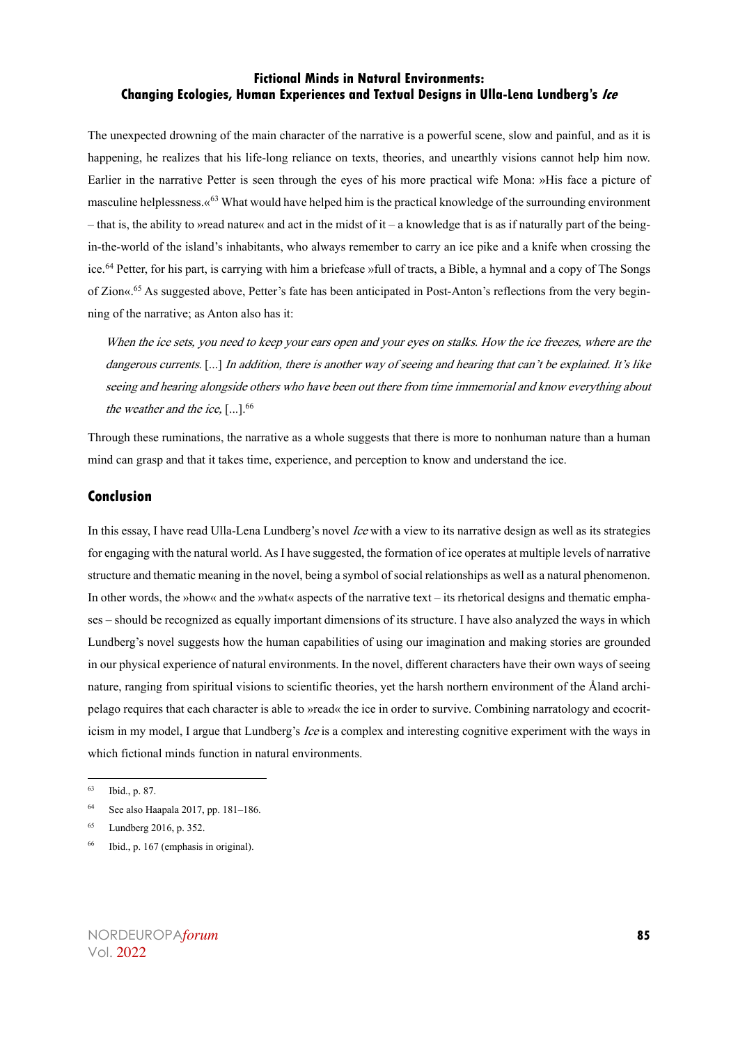The unexpected drowning of the main character of the narrative is a powerful scene, slow and painful, and as it is happening, he realizes that his life-long reliance on texts, theories, and unearthly visions cannot help him now. Earlier in the narrative Petter is seen through the eyes of his more practical wife Mona: »His face a picture of masculine helplessness.«[63] What would have helped him is the practical knowledge of the surrounding environment – that is, the ability to »read nature« and act in the midst of it – a knowledge that is as if naturally part of the being-in-the-world of the island's inhabitants, who always remember to carry an ice pike and a knife when crossing the ice.[64] Petter, for his part, is carrying with him a briefcase »full of tracts, a Bible, a hymnal and a copy of The Songs of Zion«.[65] As suggested above, Petter's fate has been anticipated in Post-Anton's reflections from the very beginning of the narrative; as Anton also has it:

> *When the ice sets, you need to keep your ears open and your eyes on stalks. How the ice freezes, where are the dangerous currents.* [...] *In addition, there is another way of seeing and hearing that can't be explained. It's like seeing and hearing alongside others who have been out there from time immemorial and know everything about the weather and the ice,* [...].[66]

Through these ruminations, the narrative as a whole suggests that there is more to nonhuman nature than a human mind can grasp and that it takes time, experience, and perception to know and understand the ice.

## Conclusion

In this essay, I have read Ulla-Lena Lundberg's novel *Ice* with a view to its narrative design as well as its strategies for engaging with the natural world. As I have suggested, the formation of ice operates at multiple levels of narrative structure and thematic meaning in the novel, being a symbol of social relationships as well as a natural phenomenon. In other words, the »how« and the »what« aspects of the narrative text – its rhetorical designs and thematic emphases – should be recognized as equally important dimensions of its structure. I have also analyzed the ways in which Lundberg's novel suggests how the human capabilities of using our imagination and making stories are grounded in our physical experience of natural environments. In the novel, different characters have their own ways of seeing nature, ranging from spiritual visions to scientific theories, yet the harsh northern environment of the Åland archipelago requires that each character is able to »read« the ice in order to survive. Combining narratology and ecocriticism in my model, I argue that Lundberg's *Ice* is a complex and interesting cognitive experiment with the ways in which fictional minds function in natural environments.

---

[63] Ibid., p. 87.

[64] See also Haapala 2017, pp. 181–186.

[65] Lundberg 2016, p. 352.

[66] Ibid., p. 167 (emphasis in original).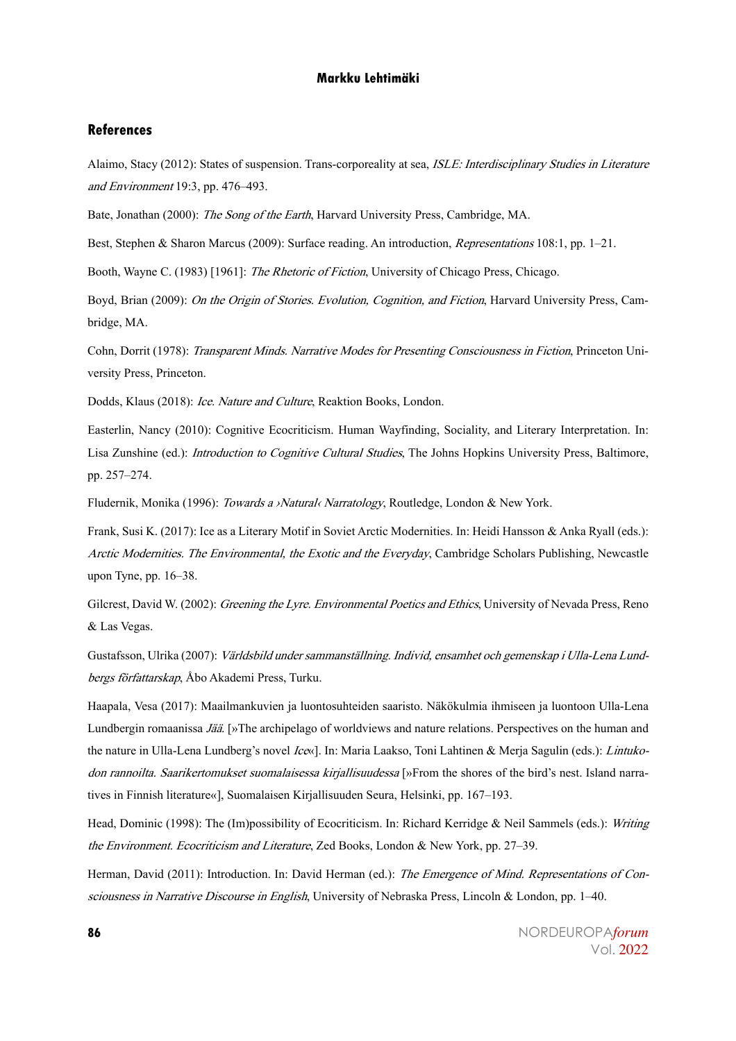## References

Alaimo, Stacy (2012): States of suspension. Trans-corporeality at sea, *ISLE: Interdisciplinary Studies in Literature and Environment* 19:3, pp. 476–493.

Bate, Jonathan (2000): *The Song of the Earth*, Harvard University Press, Cambridge, MA.

Best, Stephen & Sharon Marcus (2009): Surface reading. An introduction, *Representations* 108:1, pp. 1–21.

Booth, Wayne C. (1983) [1961]: *The Rhetoric of Fiction*, University of Chicago Press, Chicago.

Boyd, Brian (2009): *On the Origin of Stories. Evolution, Cognition, and Fiction*, Harvard University Press, Cambridge, MA.

Cohn, Dorrit (1978): *Transparent Minds. Narrative Modes for Presenting Consciousness in Fiction*, Princeton University Press, Princeton.

Dodds, Klaus (2018): *Ice. Nature and Culture*, Reaktion Books, London.

Easterlin, Nancy (2010): Cognitive Ecocriticism. Human Wayfinding, Sociality, and Literary Interpretation. In: Lisa Zunshine (ed.): *Introduction to Cognitive Cultural Studies*, The Johns Hopkins University Press, Baltimore, pp. 257–274.

Fludernik, Monika (1996): *Towards a ›Natural‹ Narratology*, Routledge, London & New York.

Frank, Susi K. (2017): Ice as a Literary Motif in Soviet Arctic Modernities. In: Heidi Hansson & Anka Ryall (eds.): *Arctic Modernities. The Environmental, the Exotic and the Everyday*, Cambridge Scholars Publishing, Newcastle upon Tyne, pp. 16–38.

Gilcrest, David W. (2002): *Greening the Lyre. Environmental Poetics and Ethics*, University of Nevada Press, Reno & Las Vegas.

Gustafsson, Ulrika (2007): *Världsbild under sammanställning. Individ, ensamhet och gemenskap i Ulla-Lena Lundbergs författarskap*, Åbo Akademi Press, Turku.

Haapala, Vesa (2017): Maailmankuvien ja luontosuhteiden saaristo. Näkökulmia ihmiseen ja luontoon Ulla-Lena Lundbergin romaanissa *Jää*. [»The archipelago of worldviews and nature relations. Perspectives on the human and the nature in Ulla-Lena Lundberg's novel *Ice*«]. In: Maria Laakso, Toni Lahtinen & Merja Sagulin (eds.): *Lintukodon rannoilta. Saarikertomukset suomalaisessa kirjallisuudessa* [»From the shores of the bird's nest. Island narratives in Finnish literature«], Suomalaisen Kirjallisuuden Seura, Helsinki, pp. 167–193.

Head, Dominic (1998): The (Im)possibility of Ecocriticism. In: Richard Kerridge & Neil Sammels (eds.): *Writing the Environment. Ecocriticism and Literature*, Zed Books, London & New York, pp. 27–39.

Herman, David (2011): Introduction. In: David Herman (ed.): *The Emergence of Mind. Representations of Consciousness in Narrative Discourse in English*, University of Nebraska Press, Lincoln & London, pp. 1–40.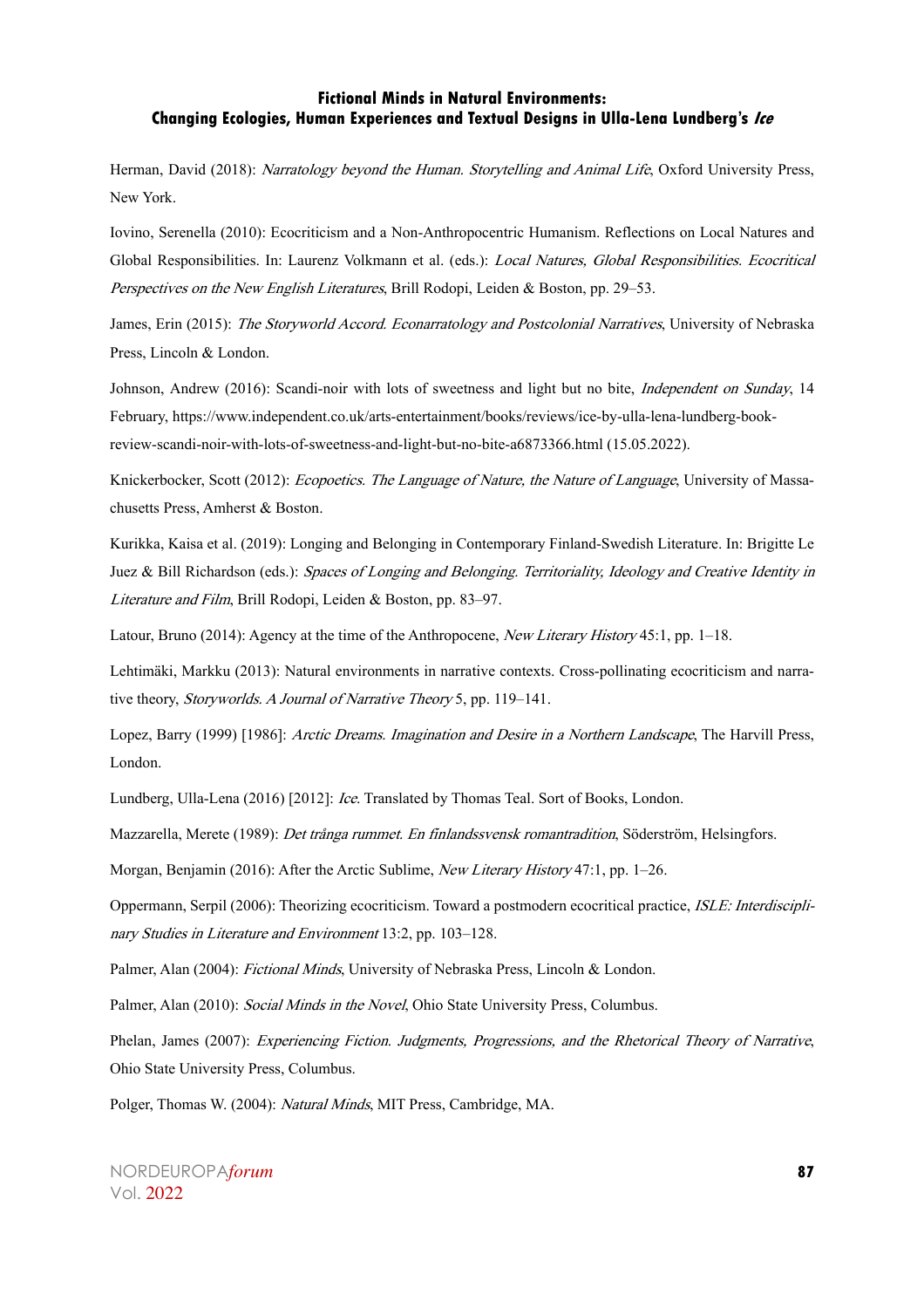Herman, David (2018): *Narratology beyond the Human. Storytelling and Animal Life*, Oxford University Press, New York.

Iovino, Serenella (2010): Ecocriticism and a Non-Anthropocentric Humanism. Reflections on Local Natures and Global Responsibilities. In: Laurenz Volkmann et al. (eds.): *Local Natures, Global Responsibilities. Ecocritical Perspectives on the New English Literatures*, Brill Rodopi, Leiden & Boston, pp. 29–53.

James, Erin (2015): *The Storyworld Accord. Econarratology and Postcolonial Narratives*, University of Nebraska Press, Lincoln & London.

Johnson, Andrew (2016): Scandi-noir with lots of sweetness and light but no bite, *Independent on Sunday*, 14 February, https://www.independent.co.uk/arts-entertainment/books/reviews/ice-by-ulla-lena-lundberg-book-review-scandi-noir-with-lots-of-sweetness-and-light-but-no-bite-a6873366.html (15.05.2022).

Knickerbocker, Scott (2012): *Ecopoetics. The Language of Nature, the Nature of Language*, University of Massachusetts Press, Amherst & Boston.

Kurikka, Kaisa et al. (2019): Longing and Belonging in Contemporary Finland-Swedish Literature. In: Brigitte Le Juez & Bill Richardson (eds.): *Spaces of Longing and Belonging. Territoriality, Ideology and Creative Identity in Literature and Film*, Brill Rodopi, Leiden & Boston, pp. 83–97.

Latour, Bruno (2014): Agency at the time of the Anthropocene, *New Literary History* 45:1, pp. 1–18.

Lehtimäki, Markku (2013): Natural environments in narrative contexts. Cross-pollinating ecocriticism and narrative theory, *Storyworlds. A Journal of Narrative Theory* 5, pp. 119–141.

Lopez, Barry (1999) [1986]: *Arctic Dreams. Imagination and Desire in a Northern Landscape*, The Harvill Press, London.

Lundberg, Ulla-Lena (2016) [2012]: *Ice*. Translated by Thomas Teal. Sort of Books, London.

Mazzarella, Merete (1989): *Det trånga rummet. En finlandssvensk romantradition*, Söderström, Helsingfors.

Morgan, Benjamin (2016): After the Arctic Sublime, *New Literary History* 47:1, pp. 1–26.

Oppermann, Serpil (2006): Theorizing ecocriticism. Toward a postmodern ecocritical practice, *ISLE: Interdisciplinary Studies in Literature and Environment* 13:2, pp. 103–128.

Palmer, Alan (2004): *Fictional Minds*, University of Nebraska Press, Lincoln & London.

Palmer, Alan (2010): *Social Minds in the Novel*, Ohio State University Press, Columbus.

Phelan, James (2007): *Experiencing Fiction. Judgments, Progressions, and the Rhetorical Theory of Narrative*, Ohio State University Press, Columbus.

Polger, Thomas W. (2004): *Natural Minds*, MIT Press, Cambridge, MA.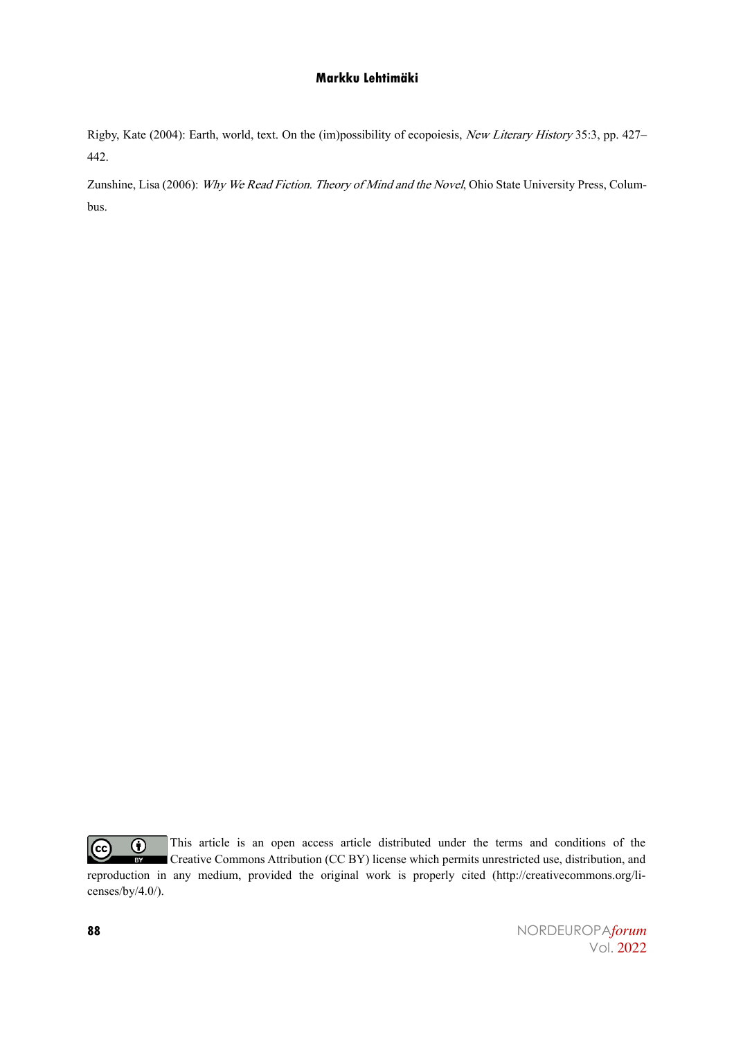Rigby, Kate (2004): Earth, world, text. On the (im)possibility of ecopoiesis, *New Literary History* 35:3, pp. 427–442.

Zunshine, Lisa (2006): *Why We Read Fiction. Theory of Mind and the Novel*, Ohio State University Press, Columbus.

This article is an open access article distributed under the terms and conditions of the Creative Commons Attribution (CC BY) license which permits unrestricted use, distribution, and reproduction in any medium, provided the original work is properly cited (http://creativecommons.org/licenses/by/4.0/).